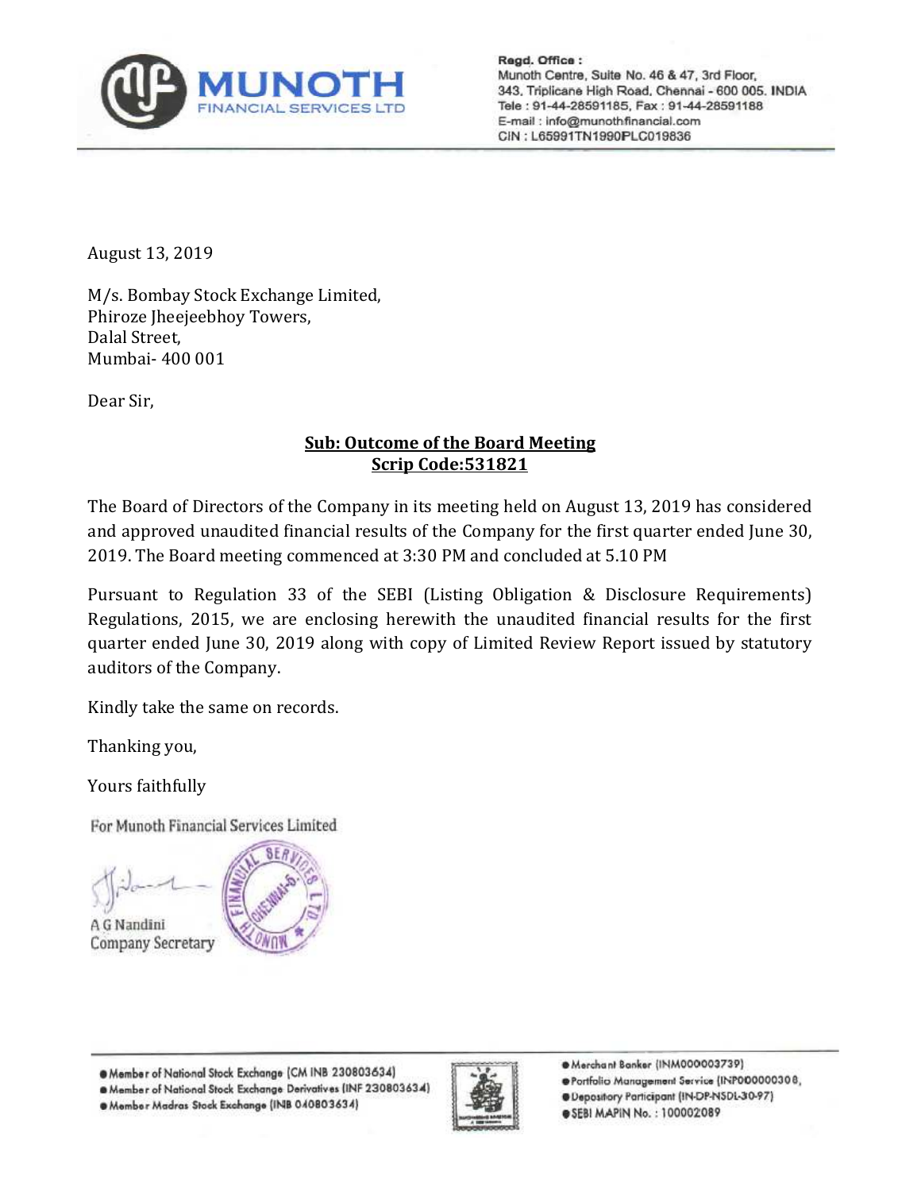**MUNOTH**
FINANCIAL SERVICES LTD

**Regd. Office :**
Munoth Centre, Suite No. 46 & 47, 3rd Floor,
343, Triplicane High Road, Chennai - 600 005. INDIA
Tele : 91-44-28591185, Fax : 91-44-28591188
E-mail : info@munothfinancial.com
CIN : L65991TN1990PLC019836

August 13, 2019

M/s. Bombay Stock Exchange Limited,
Phiroze Jheejeebhoy Towers,
Dalal Street,
Mumbai- 400 001

Dear Sir,

**Sub: Outcome of the Board Meeting**
**Scrip Code:531821**

The Board of Directors of the Company in its meeting held on August 13, 2019 has considered and approved unaudited financial results of the Company for the first quarter ended June 30, 2019. The Board meeting commenced at 3:30 PM and concluded at 5.10 PM

Pursuant to Regulation 33 of the SEBI (Listing Obligation & Disclosure Requirements) Regulations, 2015, we are enclosing herewith the unaudited financial results for the first quarter ended June 30, 2019 along with copy of Limited Review Report issued by statutory auditors of the Company.

Kindly take the same on records.

Thanking you,

Yours faithfully

For Munoth Financial Services Limited

A G Nandini
Company Secretary

- Member of National Stock Exchange (CM INB 230803634)
- Member of National Stock Exchange Derivatives (INF 230803634)
- Member Madras Stock Exchange (INB 040803634)
- Merchant Banker (INM000003739)
- Portfolio Management Service (INP000000308)
- Depository Participant (IN-DP-NSDL-30-97)
- SEBI MAPIN No. : 100002089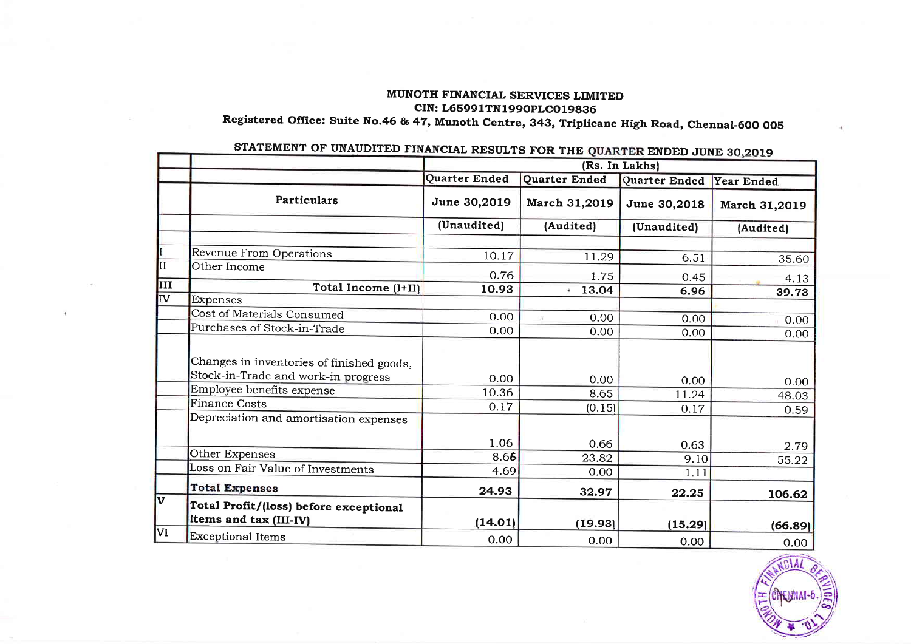**MUNOTH FINANCIAL SERVICES LIMITED**
**CIN: L65991TN1990PLC019836**
**Registered Office: Suite No.46 & 47, Munoth Centre, 343, Triplicane High Road, Chennai-600 005**

**STATEMENT OF UNAUDITED FINANCIAL RESULTS FOR THE QUARTER ENDED JUNE 30,2019**

| | | (Rs. In Lakhs) | | | |
|---|---|---|---|---|---|
| | | Quarter Ended | Quarter Ended | Quarter Ended | Year Ended |
| | **Particulars** | **June 30,2019** | **March 31,2019** | **June 30,2018** | **March 31,2019** |
| | | **(Unaudited)** | **(Audited)** | **(Unaudited)** | **(Audited)** |
| I | Revenue From Operations | 10.17 | 11.29 | 6.51 | 35.60 |
| II | Other Income | 0.76 | 1.75 | 0.45 | 4.13 |
| III | **Total Income (I+II)** | **10.93** | **13.04** | **6.96** | **39.73** |
| IV | Expenses | | | | |
| | Cost of Materials Consumed | 0.00 | 0.00 | 0.00 | 0.00 |
| | Purchases of Stock-in-Trade | 0.00 | 0.00 | 0.00 | 0.00 |
| | Changes in inventories of finished goods, Stock-in-Trade and work-in progress | 0.00 | 0.00 | 0.00 | 0.00 |
| | Employee benefits expense | 10.36 | 8.65 | 11.24 | 48.03 |
| | Finance Costs | 0.17 | (0.15) | 0.17 | 0.59 |
| | Depreciation and amortisation expenses | 1.06 | 0.66 | 0.63 | 2.79 |
| | Other Expenses | 8.66 | 23.82 | 9.10 | 55.22 |
| | Loss on Fair Value of Investments | 4.69 | 0.00 | 1.11 | |
| | **Total Expenses** | **24.93** | **32.97** | **22.25** | **106.62** |
| V | **Total Profit/(loss) before exceptional items and tax (III-IV)** | **(14.01)** | **(19.93)** | **(15.29)** | **(66.89)** |
| VI | Exceptional Items | 0.00 | 0.00 | 0.00 | 0.00 |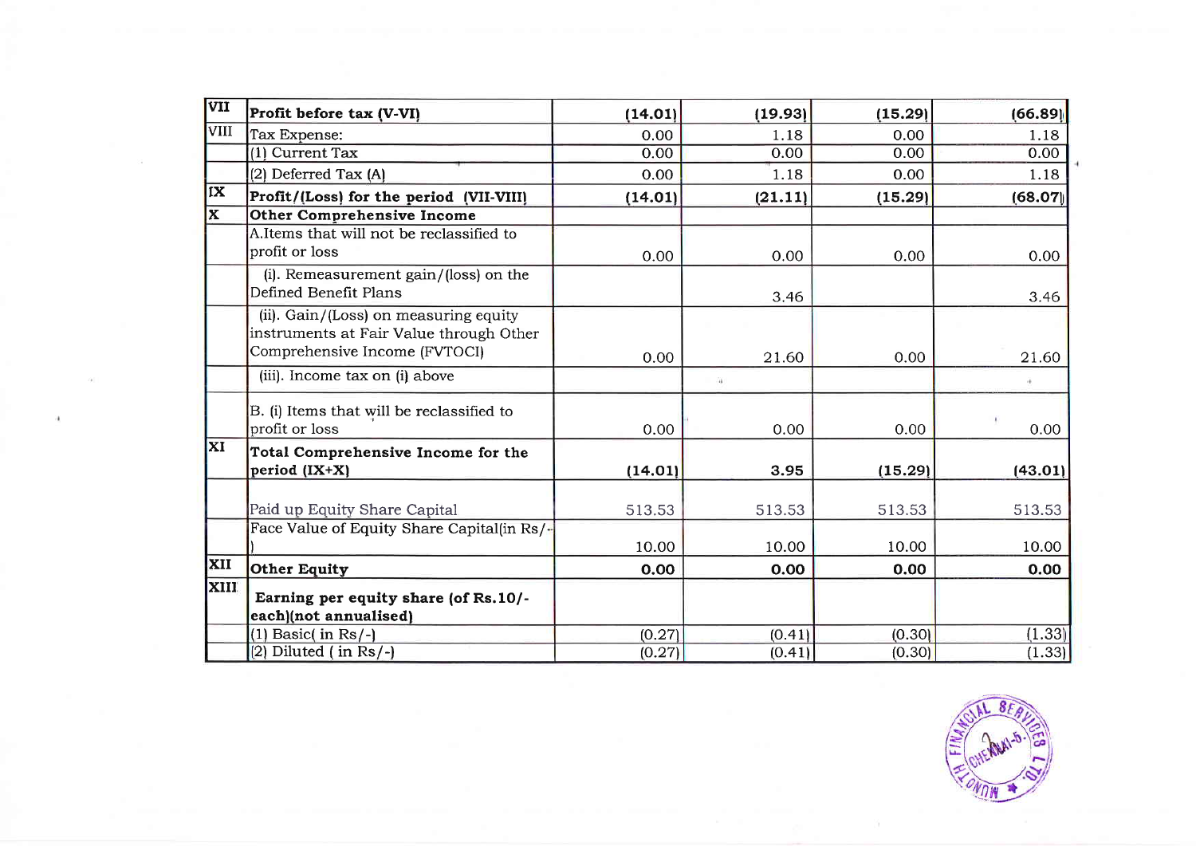| | | | | | |
|---|---|---|---|---|---|
| VII | **Profit before tax (V-VI)** | **(14.01)** | **(19.93)** | **(15.29)** | **(66.89)** |
| VIII | Tax Expense: | 0.00 | 1.18 | 0.00 | 1.18 |
| | (1) Current Tax | 0.00 | 0.00 | 0.00 | 0.00 |
| | (2) Deferred Tax (A) | 0.00 | 1.18 | 0.00 | 1.18 |
| IX | **Profit/(Loss) for the period (VII-VIII)** | **(14.01)** | **(21.11)** | **(15.29)** | **(68.07)** |
| X | **Other Comprehensive Income** | | | | |
| | A.Items that will not be reclassified to profit or loss | 0.00 | 0.00 | 0.00 | 0.00 |
| | (i). Remeasurement gain/(loss) on the Defined Benefit Plans | | 3.46 | | 3.46 |
| | (ii). Gain/(Loss) on measuring equity instruments at Fair Value through Other Comprehensive Income (FVTOCI) | 0.00 | 21.60 | 0.00 | 21.60 |
| | (iii). Income tax on (i) above | | | | |
| | B. (i) Items that will be reclassified to profit or loss | 0.00 | 0.00 | 0.00 | 0.00 |
| XI | **Total Comprehensive Income for the period (IX+X)** | **(14.01)** | **3.95** | **(15.29)** | **(43.01)** |
| | Paid up Equity Share Capital | 513.53 | 513.53 | 513.53 | 513.53 |
| | Face Value of Equity Share Capital(in Rs/-) | 10.00 | 10.00 | 10.00 | 10.00 |
| XII | **Other Equity** | **0.00** | **0.00** | **0.00** | **0.00** |
| XIII | **Earning per equity share (of Rs.10/- each)(not annualised)** | | | | |
| | (1) Basic( in Rs/-) | (0.27) | (0.41) | (0.30) | (1.33) |
| | (2) Diluted ( in Rs/-) | (0.27) | (0.41) | (0.30) | (1.33) |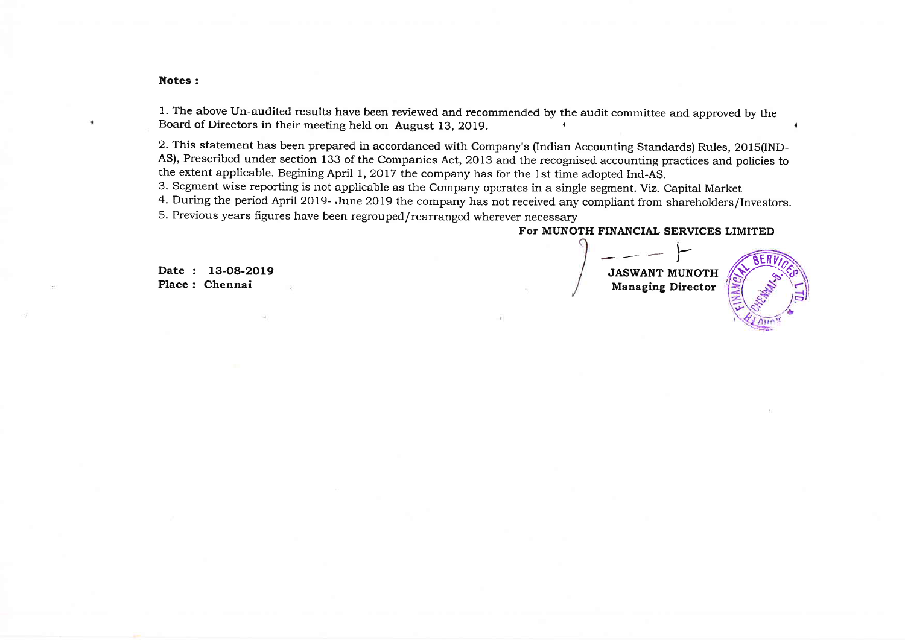**Notes :**

1. The above Un-audited results have been reviewed and recommended by the audit committee and approved by the Board of Directors in their meeting held on August 13, 2019.

2. This statement has been prepared in accordanced with Company's (Indian Accounting Standards) Rules, 2015(IND-AS), Prescribed under section 133 of the Companies Act, 2013 and the recognised accounting practices and policies to the extent applicable. Begining April 1, 2017 the company has for the 1st time adopted Ind-AS.

3. Segment wise reporting is not applicable as the Company operates in a single segment. Viz. Capital Market

4. During the period April 2019- June 2019 the company has not received any compliant from shareholders/Investors.

5. Previous years figures have been regrouped/rearranged wherever necessary

**For MUNOTH FINANCIAL SERVICES LIMITED**

**JASWANT MUNOTH**
**Managing Director**

**Date : 13-08-2019**
**Place : Chennai**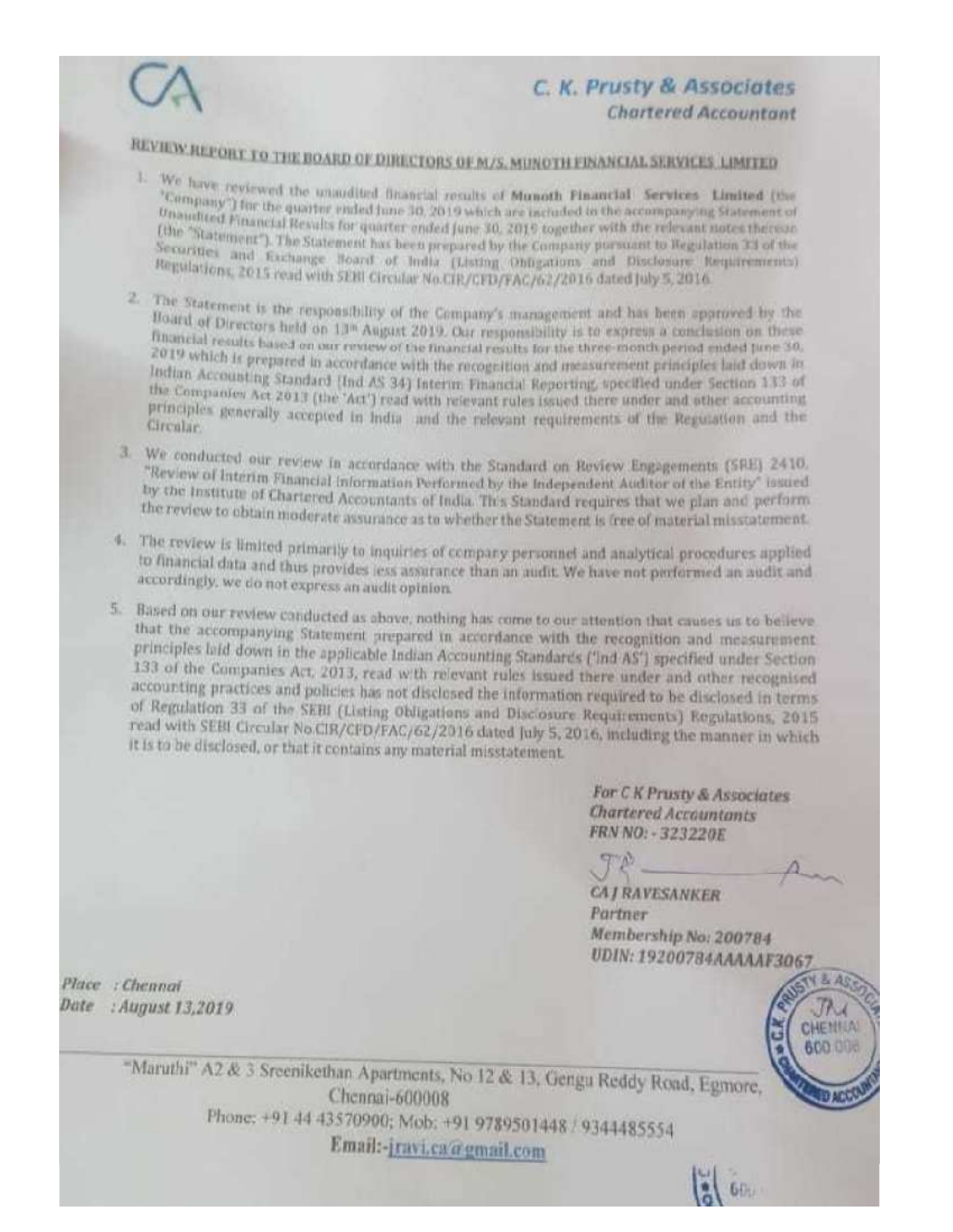# C. K. Prusty & Associates
## Chartered Accountant

**REVIEW REPORT TO THE BOARD OF DIRECTORS OF M/S. MUNOTH FINANCIAL SERVICES LIMITED**

1. We have reviewed the unaudited financial results of **Munoth Financial Services Limited** (the "Company") for the quarter ended June 30, 2019 which are included in the accompanying Statement of Unaudited Financial Results for quarter ended June 30, 2019 together with the relevant notes thereon (the "Statement"). The Statement has been prepared by the Company pursuant to Regulation 33 of the Securities and Exchange Board of India (Listing Obligations and Disclosure Requirements) Regulations, 2015 read with SEBI Circular No.CIR/CFD/FAC/62/2016 dated July 5, 2016.

2. The Statement is the responsibility of the Company's management and has been approved by the Board of Directors held on 13th August 2019. Our responsibility is to express a conclusion on these financial results based on our review of the financial results for the three-month period ended June 30, 2019 which is prepared in accordance with the recognition and measurement principles laid down in Indian Accounting Standard (Ind AS 34) Interim Financial Reporting, specified under Section 133 of the Companies Act 2013 (the 'Act') read with relevant rules issued there under and other accounting principles generally accepted in India and the relevant requirements of the Regulation and the Circular.

3. We conducted our review in accordance with the Standard on Review Engagements (SRE) 2410, "Review of Interim Financial Information Performed by the Independent Auditor of the Entity" issued by the Institute of Chartered Accountants of India. This Standard requires that we plan and perform the review to obtain moderate assurance as to whether the Statement is free of material misstatement.

4. The review is limited primarily to inquiries of company personnel and analytical procedures applied to financial data and thus provides less assurance than an audit. We have not performed an audit and accordingly, we do not express an audit opinion.

5. Based on our review conducted as above, nothing has come to our attention that causes us to believe that the accompanying Statement prepared in accordance with the recognition and measurement principles laid down in the applicable Indian Accounting Standards ('Ind AS') specified under Section 133 of the Companies Act, 2013, read with relevant rules issued there under and other recognised accounting practices and policies has not disclosed the information required to be disclosed in terms of Regulation 33 of the SEBI (Listing Obligations and Disclosure Requirements) Regulations, 2015 read with SEBI Circular No.CIR/CFD/FAC/62/2016 dated July 5, 2016, including the manner in which it is to be disclosed, or that it contains any material misstatement.

*For C K Prusty & Associates*
*Chartered Accountants*
*FRN NO: - 323220E*

**CA J RAVESANKER**
*Partner*
*Membership No: 200784*
*UDIN: 19200784AAAAAF3067*

*Place : Chennai*
*Date : August 13,2019*

"Maruthi" A2 & 3 Sreenikethan Apartments, No 12 & 13, Gengu Reddy Road, Egmore, Chennai-600008
Phone: +91 44 43570900; Mob: +91 9789501448 / 9344485554
**Email:-jravi.ca@gmail.com**